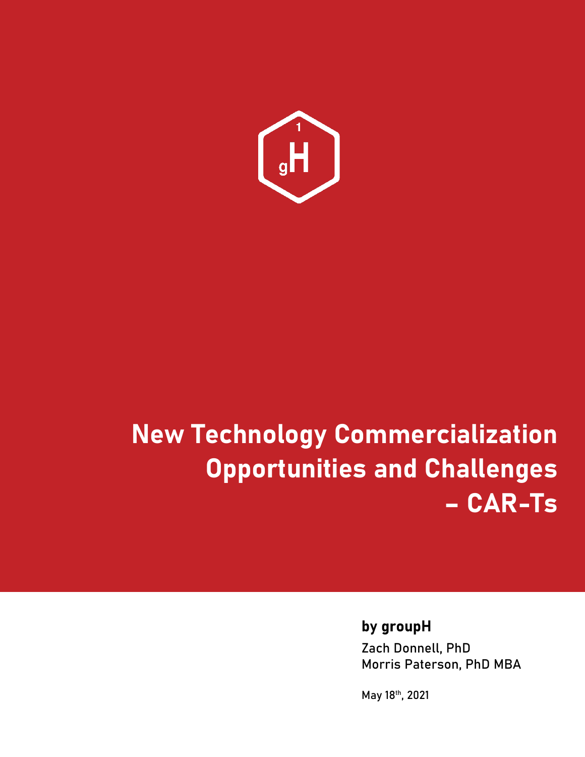# New Technology Commercialization Opportunities and Challenges – CAR-Ts

**by groupH**

Zach Donnell, PhD
Morris Paterson, PhD MBA

May 18th, 2021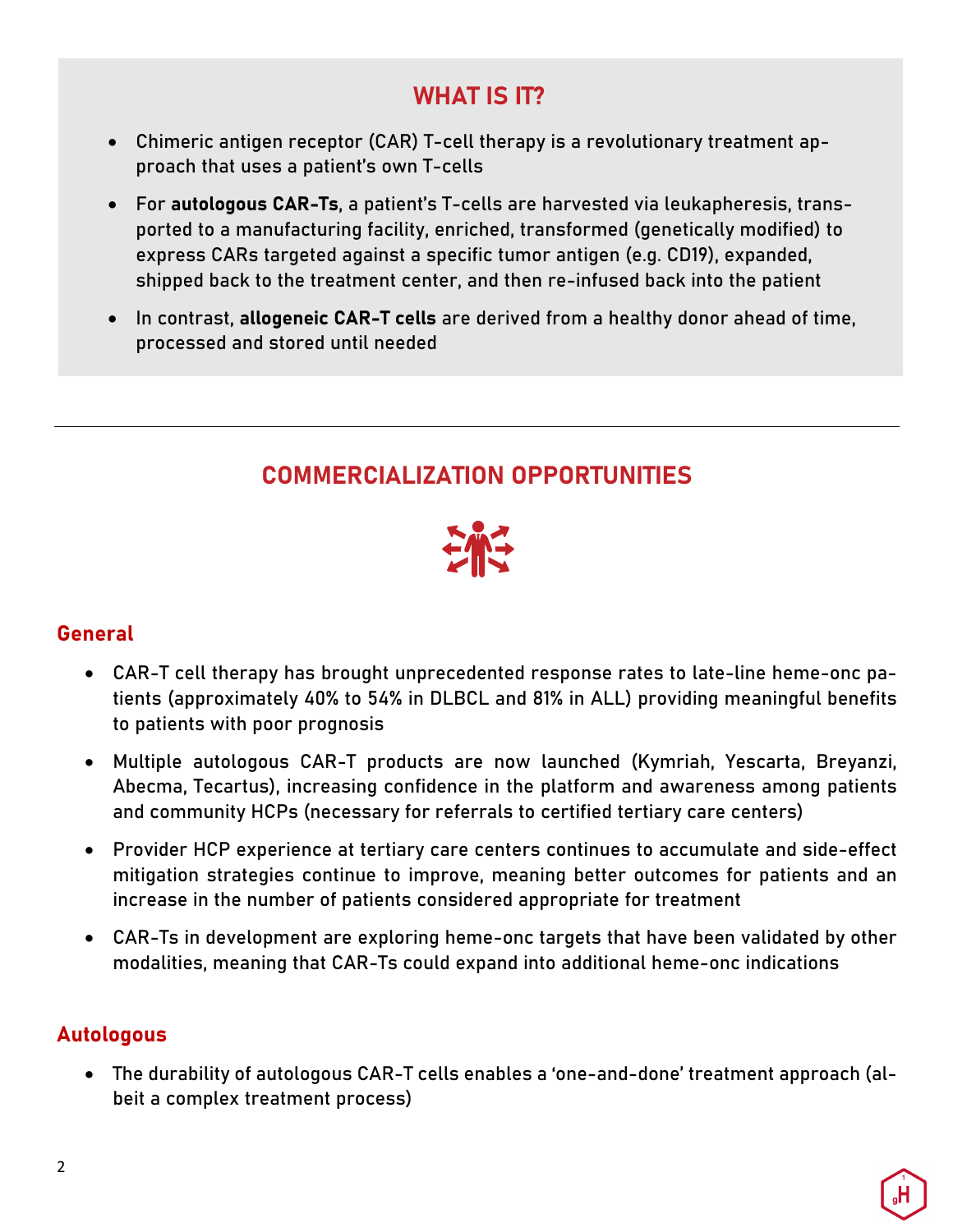## WHAT IS IT?

- Chimeric antigen receptor (CAR) T-cell therapy is a revolutionary treatment approach that uses a patient's own T-cells
- For **autologous CAR-Ts**, a patient's T-cells are harvested via leukapheresis, transported to a manufacturing facility, enriched, transformed (genetically modified) to express CARs targeted against a specific tumor antigen (e.g. CD19), expanded, shipped back to the treatment center, and then re-infused back into the patient
- In contrast, **allogeneic CAR-T cells** are derived from a healthy donor ahead of time, processed and stored until needed

---

## COMMERCIALIZATION OPPORTUNITIES

### General

- CAR-T cell therapy has brought unprecedented response rates to late-line heme-onc patients (approximately 40% to 54% in DLBCL and 81% in ALL) providing meaningful benefits to patients with poor prognosis
- Multiple autologous CAR-T products are now launched (Kymriah, Yescarta, Breyanzi, Abecma, Tecartus), increasing confidence in the platform and awareness among patients and community HCPs (necessary for referrals to certified tertiary care centers)
- Provider HCP experience at tertiary care centers continues to accumulate and side-effect mitigation strategies continue to improve, meaning better outcomes for patients and an increase in the number of patients considered appropriate for treatment
- CAR-Ts in development are exploring heme-onc targets that have been validated by other modalities, meaning that CAR-Ts could expand into additional heme-onc indications

### Autologous

- The durability of autologous CAR-T cells enables a 'one-and-done' treatment approach (albeit a complex treatment process)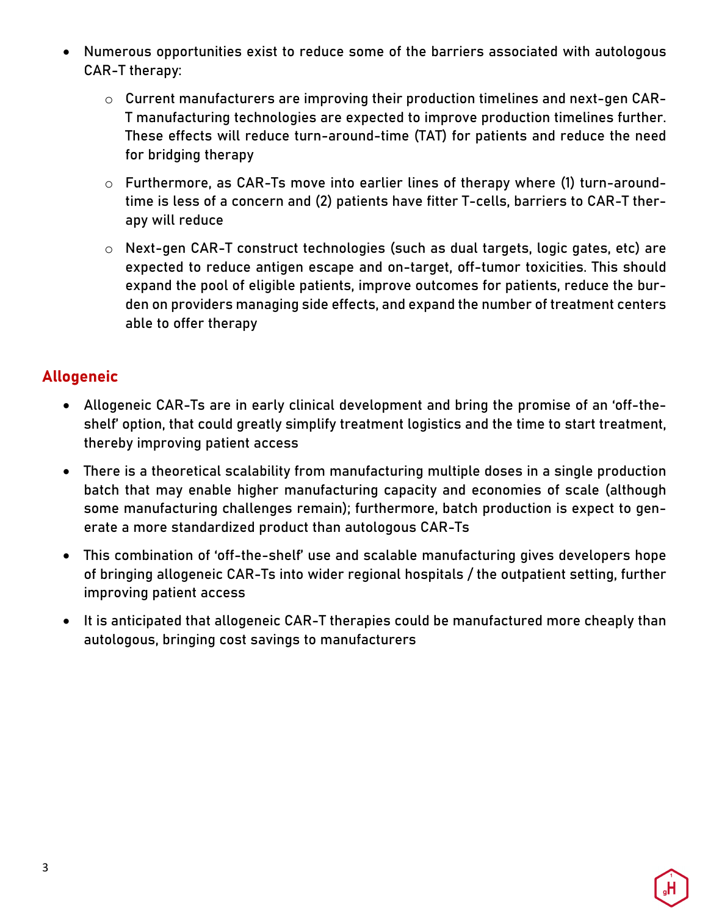- Numerous opportunities exist to reduce some of the barriers associated with autologous CAR-T therapy:
  - Current manufacturers are improving their production timelines and next-gen CAR-T manufacturing technologies are expected to improve production timelines further. These effects will reduce turn-around-time (TAT) for patients and reduce the need for bridging therapy
  - Furthermore, as CAR-Ts move into earlier lines of therapy where (1) turn-around-time is less of a concern and (2) patients have fitter T-cells, barriers to CAR-T therapy will reduce
  - Next-gen CAR-T construct technologies (such as dual targets, logic gates, etc) are expected to reduce antigen escape and on-target, off-tumor toxicities. This should expand the pool of eligible patients, improve outcomes for patients, reduce the burden on providers managing side effects, and expand the number of treatment centers able to offer therapy

## Allogeneic

- Allogeneic CAR-Ts are in early clinical development and bring the promise of an 'off-the-shelf' option, that could greatly simplify treatment logistics and the time to start treatment, thereby improving patient access
- There is a theoretical scalability from manufacturing multiple doses in a single production batch that may enable higher manufacturing capacity and economies of scale (although some manufacturing challenges remain); furthermore, batch production is expect to generate a more standardized product than autologous CAR-Ts
- This combination of 'off-the-shelf' use and scalable manufacturing gives developers hope of bringing allogeneic CAR-Ts into wider regional hospitals / the outpatient setting, further improving patient access
- It is anticipated that allogeneic CAR-T therapies could be manufactured more cheaply than autologous, bringing cost savings to manufacturers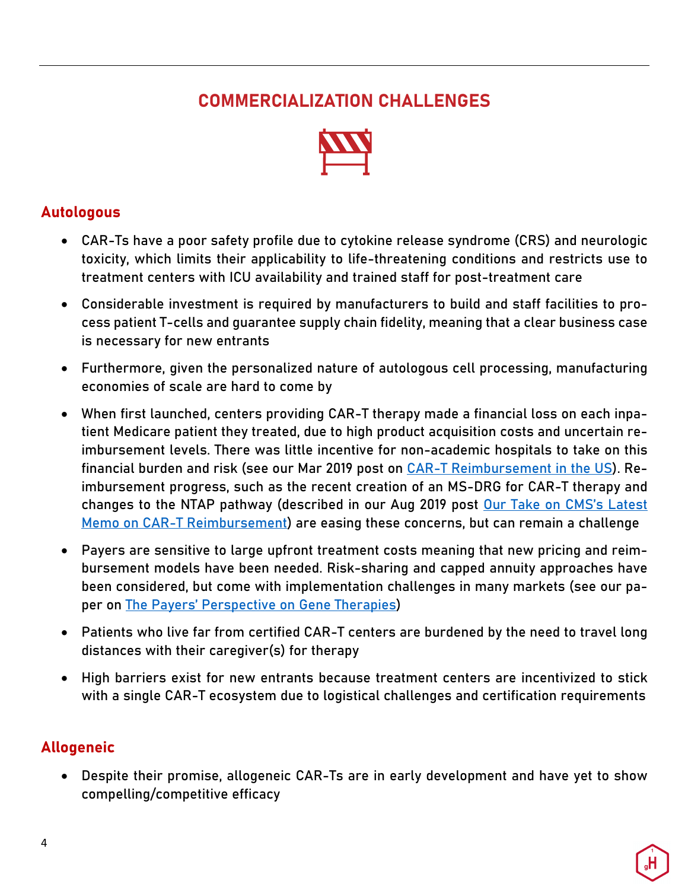## COMMERCIALIZATION CHALLENGES

### Autologous

- CAR-Ts have a poor safety profile due to cytokine release syndrome (CRS) and neurologic toxicity, which limits their applicability to life-threatening conditions and restricts use to treatment centers with ICU availability and trained staff for post-treatment care
- Considerable investment is required by manufacturers to build and staff facilities to process patient T-cells and guarantee supply chain fidelity, meaning that a clear business case is necessary for new entrants
- Furthermore, given the personalized nature of autologous cell processing, manufacturing economies of scale are hard to come by
- When first launched, centers providing CAR-T therapy made a financial loss on each inpatient Medicare patient they treated, due to high product acquisition costs and uncertain reimbursement levels. There was little incentive for non-academic hospitals to take on this financial burden and risk (see our Mar 2019 post on CAR-T Reimbursement in the US). Reimbursement progress, such as the recent creation of an MS-DRG for CAR-T therapy and changes to the NTAP pathway (described in our Aug 2019 post Our Take on CMS's Latest Memo on CAR-T Reimbursement) are easing these concerns, but can remain a challenge
- Payers are sensitive to large upfront treatment costs meaning that new pricing and reimbursement models have been needed. Risk-sharing and capped annuity approaches have been considered, but come with implementation challenges in many markets (see our paper on The Payers' Perspective on Gene Therapies)
- Patients who live far from certified CAR-T centers are burdened by the need to travel long distances with their caregiver(s) for therapy
- High barriers exist for new entrants because treatment centers are incentivized to stick with a single CAR-T ecosystem due to logistical challenges and certification requirements

### Allogeneic

- Despite their promise, allogeneic CAR-Ts are in early development and have yet to show compelling/competitive efficacy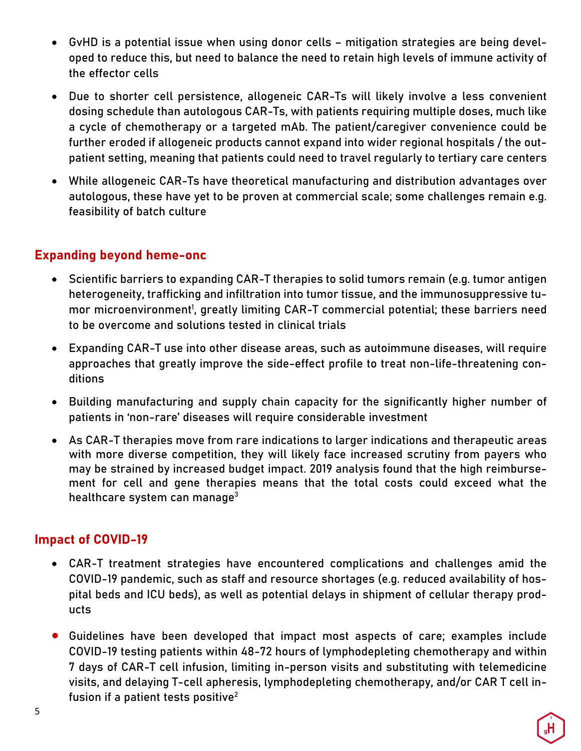- GvHD is a potential issue when using donor cells – mitigation strategies are being developed to reduce this, but need to balance the need to retain high levels of immune activity of the effector cells
- Due to shorter cell persistence, allogeneic CAR-Ts will likely involve a less convenient dosing schedule than autologous CAR-Ts, with patients requiring multiple doses, much like a cycle of chemotherapy or a targeted mAb. The patient/caregiver convenience could be further eroded if allogeneic products cannot expand into wider regional hospitals / the outpatient setting, meaning that patients could need to travel regularly to tertiary care centers
- While allogeneic CAR-Ts have theoretical manufacturing and distribution advantages over autologous, these have yet to be proven at commercial scale; some challenges remain e.g. feasibility of batch culture

## Expanding beyond heme-onc

- Scientific barriers to expanding CAR-T therapies to solid tumors remain (e.g. tumor antigen heterogeneity, trafficking and infiltration into tumor tissue, and the immunosuppressive tumor microenvironment[1], greatly limiting CAR-T commercial potential; these barriers need to be overcome and solutions tested in clinical trials
- Expanding CAR-T use into other disease areas, such as autoimmune diseases, will require approaches that greatly improve the side-effect profile to treat non-life-threatening conditions
- Building manufacturing and supply chain capacity for the significantly higher number of patients in 'non-rare' diseases will require considerable investment
- As CAR-T therapies move from rare indications to larger indications and therapeutic areas with more diverse competition, they will likely face increased scrutiny from payers who may be strained by increased budget impact. 2019 analysis found that the high reimbursement for cell and gene therapies means that the total costs could exceed what the healthcare system can manage[3]

## Impact of COVID-19

- CAR-T treatment strategies have encountered complications and challenges amid the COVID-19 pandemic, such as staff and resource shortages (e.g. reduced availability of hospital beds and ICU beds), as well as potential delays in shipment of cellular therapy products
- Guidelines have been developed that impact most aspects of care; examples include COVID-19 testing patients within 48-72 hours of lymphodepleting chemotherapy and within 7 days of CAR-T cell infusion, limiting in-person visits and substituting with telemedicine visits, and delaying T-cell apheresis, lymphodepleting chemotherapy, and/or CAR T cell infusion if a patient tests positive[2]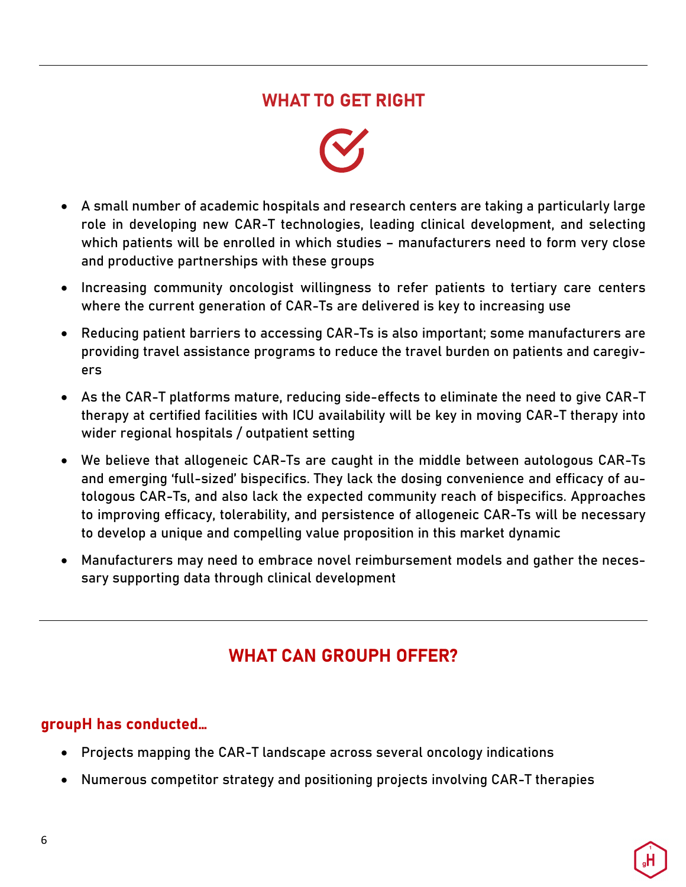## WHAT TO GET RIGHT

- A small number of academic hospitals and research centers are taking a particularly large role in developing new CAR-T technologies, leading clinical development, and selecting which patients will be enrolled in which studies – manufacturers need to form very close and productive partnerships with these groups
- Increasing community oncologist willingness to refer patients to tertiary care centers where the current generation of CAR-Ts are delivered is key to increasing use
- Reducing patient barriers to accessing CAR-Ts is also important; some manufacturers are providing travel assistance programs to reduce the travel burden on patients and caregivers
- As the CAR-T platforms mature, reducing side-effects to eliminate the need to give CAR-T therapy at certified facilities with ICU availability will be key in moving CAR-T therapy into wider regional hospitals / outpatient setting
- We believe that allogeneic CAR-Ts are caught in the middle between autologous CAR-Ts and emerging 'full-sized' bispecifics. They lack the dosing convenience and efficacy of autologous CAR-Ts, and also lack the expected community reach of bispecifics. Approaches to improving efficacy, tolerability, and persistence of allogeneic CAR-Ts will be necessary to develop a unique and compelling value proposition in this market dynamic
- Manufacturers may need to embrace novel reimbursement models and gather the necessary supporting data through clinical development

## WHAT CAN GROUPH OFFER?

### groupH has conducted…

- Projects mapping the CAR-T landscape across several oncology indications
- Numerous competitor strategy and positioning projects involving CAR-T therapies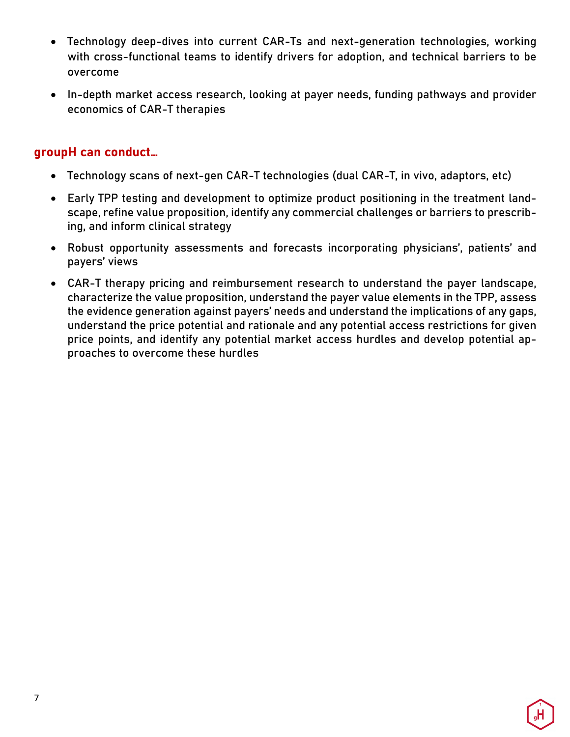- Technology deep-dives into current CAR-Ts and next-generation technologies, working with cross-functional teams to identify drivers for adoption, and technical barriers to be overcome
- In-depth market access research, looking at payer needs, funding pathways and provider economics of CAR-T therapies

## groupH can conduct…

- Technology scans of next-gen CAR-T technologies (dual CAR-T, in vivo, adaptors, etc)
- Early TPP testing and development to optimize product positioning in the treatment landscape, refine value proposition, identify any commercial challenges or barriers to prescribing, and inform clinical strategy
- Robust opportunity assessments and forecasts incorporating physicians', patients' and payers' views
- CAR-T therapy pricing and reimbursement research to understand the payer landscape, characterize the value proposition, understand the payer value elements in the TPP, assess the evidence generation against payers' needs and understand the implications of any gaps, understand the price potential and rationale and any potential access restrictions for given price points, and identify any potential market access hurdles and develop potential approaches to overcome these hurdles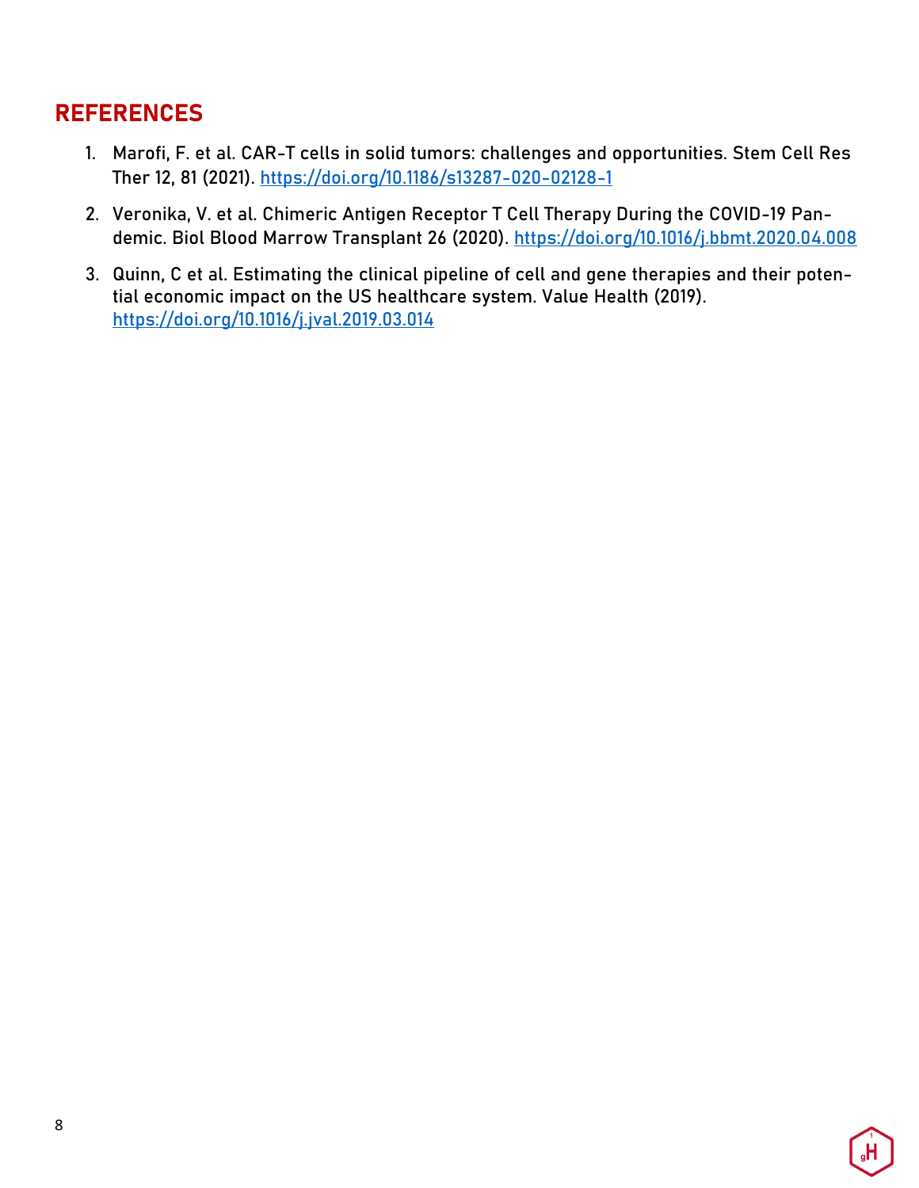## REFERENCES

1. Marofi, F. et al. CAR-T cells in solid tumors: challenges and opportunities. Stem Cell Res Ther 12, 81 (2021). https://doi.org/10.1186/s13287-020-02128-1

2. Veronika, V. et al. Chimeric Antigen Receptor T Cell Therapy During the COVID-19 Pandemic. Biol Blood Marrow Transplant 26 (2020). https://doi.org/10.1016/j.bbmt.2020.04.008

3. Quinn, C et al. Estimating the clinical pipeline of cell and gene therapies and their potential economic impact on the US healthcare system. Value Health (2019). https://doi.org/10.1016/j.jval.2019.03.014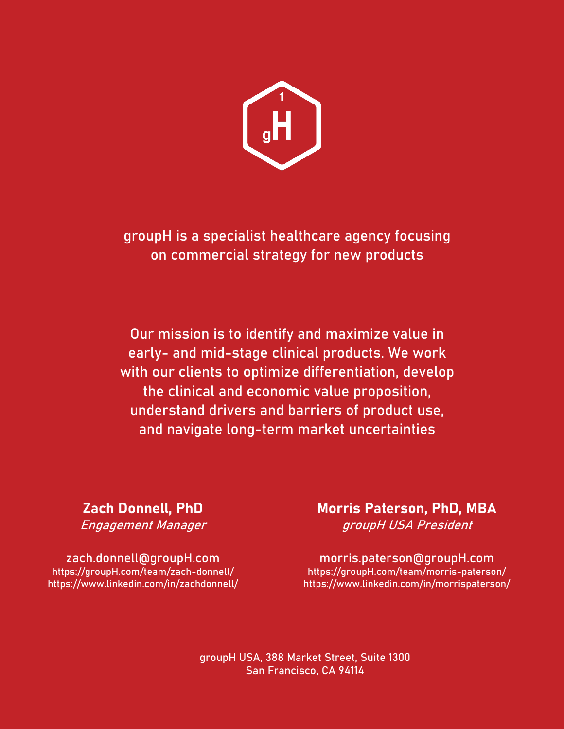groupH is a specialist healthcare agency focusing on commercial strategy for new products

Our mission is to identify and maximize value in early- and mid-stage clinical products. We work with our clients to optimize differentiation, develop the clinical and economic value proposition, understand drivers and barriers of product use, and navigate long-term market uncertainties

**Zach Donnell, PhD**
*Engagement Manager*

zach.donnell@groupH.com
https://groupH.com/team/zach-donnell/
https://www.linkedin.com/in/zachdonnell/

**Morris Paterson, PhD, MBA**
*groupH USA President*

morris.paterson@groupH.com
https://groupH.com/team/morris-paterson/
https://www.linkedin.com/in/morrispaterson/

groupH USA, 388 Market Street, Suite 1300
San Francisco, CA 94114